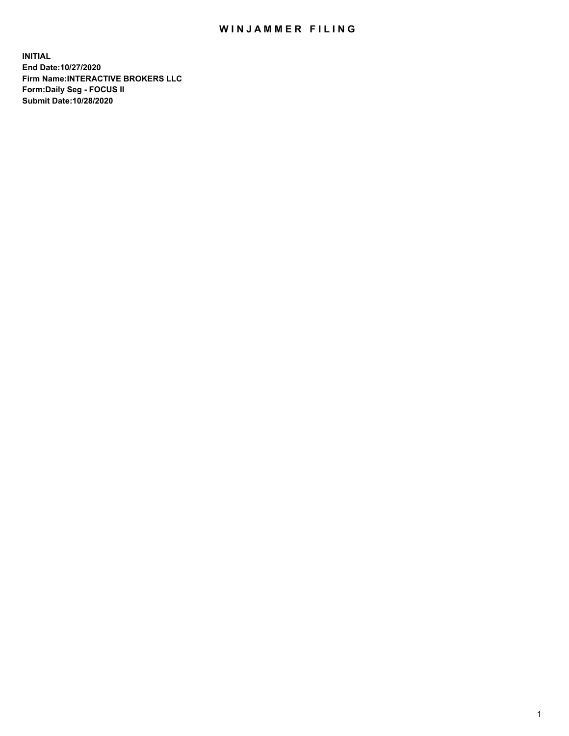# WINJAMMER FILING

**INITIAL**
**End Date:10/27/2020**
**Firm Name:INTERACTIVE BROKERS LLC**
**Form:Daily Seg - FOCUS II**
**Submit Date:10/28/2020**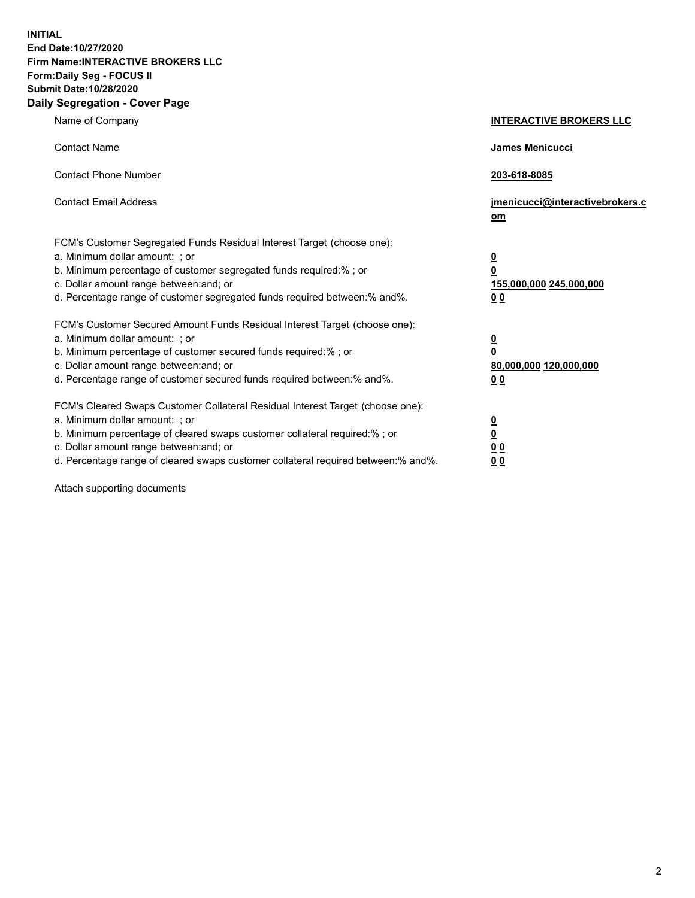**INITIAL**
**End Date:10/27/2020**
**Firm Name:INTERACTIVE BROKERS LLC**
**Form:Daily Seg - FOCUS II**
**Submit Date:10/28/2020**
**Daily Segregation - Cover Page**

| | |
|---|---|
| Name of Company | **INTERACTIVE BROKERS LLC** |
| Contact Name | **James Menicucci** |
| Contact Phone Number | **203-618-8085** |
| Contact Email Address | **jmenicucci@interactivebrokers.com** |
| FCM's Customer Segregated Funds Residual Interest Target (choose one): | |
| a. Minimum dollar amount: ; or | **0** |
| b. Minimum percentage of customer segregated funds required:% ; or | **0** |
| c. Dollar amount range between:and; or | **155,000,000 245,000,000** |
| d. Percentage range of customer segregated funds required between:% and%. | **0 0** |
| FCM's Customer Secured Amount Funds Residual Interest Target (choose one): | |
| a. Minimum dollar amount: ; or | **0** |
| b. Minimum percentage of customer secured funds required:% ; or | **0** |
| c. Dollar amount range between:and; or | **80,000,000 120,000,000** |
| d. Percentage range of customer secured funds required between:% and%. | **0 0** |
| FCM's Cleared Swaps Customer Collateral Residual Interest Target (choose one): | |
| a. Minimum dollar amount: ; or | **0** |
| b. Minimum percentage of cleared swaps customer collateral required:% ; or | **0** |
| c. Dollar amount range between:and; or | **0 0** |
| d. Percentage range of cleared swaps customer collateral required between:% and%. | **0 0** |

Attach supporting documents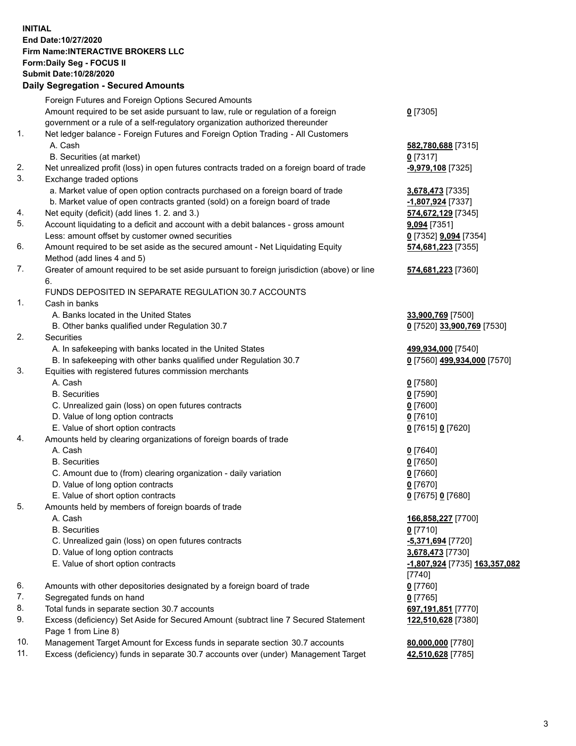**INITIAL**
**End Date:10/27/2020**
**Firm Name:INTERACTIVE BROKERS LLC**
**Form:Daily Seg - FOCUS II**
**Submit Date:10/28/2020**

## Daily Segregation - Secured Amounts

| | | |
|---|---|---|
| | Foreign Futures and Foreign Options Secured Amounts | |
| | Amount required to be set aside pursuant to law, rule or regulation of a foreign government or a rule of a self-regulatory organization authorized thereunder | **0** [7305] |
| 1. | Net ledger balance - Foreign Futures and Foreign Option Trading - All Customers | |
| | A. Cash | **582,780,688** [7315] |
| | B. Securities (at market) | **0** [7317] |
| 2. | Net unrealized profit (loss) in open futures contracts traded on a foreign board of trade | **-9,979,108** [7325] |
| 3. | Exchange traded options | |
| | a. Market value of open option contracts purchased on a foreign board of trade | **3,678,473** [7335] |
| | b. Market value of open contracts granted (sold) on a foreign board of trade | **-1,807,924** [7337] |
| 4. | Net equity (deficit) (add lines 1. 2. and 3.) | **574,672,129** [7345] |
| 5. | Account liquidating to a deficit and account with a debit balances - gross amount | **9,094** [7351] |
| | Less: amount offset by customer owned securities | **0** [7352] **9,094** [7354] |
| 6. | Amount required to be set aside as the secured amount - Net Liquidating Equity Method (add lines 4 and 5) | **574,681,223** [7355] |
| 7. | Greater of amount required to be set aside pursuant to foreign jurisdiction (above) or line 6. | **574,681,223** [7360] |
| | FUNDS DEPOSITED IN SEPARATE REGULATION 30.7 ACCOUNTS | |
| 1. | Cash in banks | |
| | A. Banks located in the United States | **33,900,769** [7500] |
| | B. Other banks qualified under Regulation 30.7 | **0** [7520] **33,900,769** [7530] |
| 2. | Securities | |
| | A. In safekeeping with banks located in the United States | **499,934,000** [7540] |
| | B. In safekeeping with other banks qualified under Regulation 30.7 | **0** [7560] **499,934,000** [7570] |
| 3. | Equities with registered futures commission merchants | |
| | A. Cash | **0** [7580] |
| | B. Securities | **0** [7590] |
| | C. Unrealized gain (loss) on open futures contracts | **0** [7600] |
| | D. Value of long option contracts | **0** [7610] |
| | E. Value of short option contracts | **0** [7615] **0** [7620] |
| 4. | Amounts held by clearing organizations of foreign boards of trade | |
| | A. Cash | **0** [7640] |
| | B. Securities | **0** [7650] |
| | C. Amount due to (from) clearing organization - daily variation | **0** [7660] |
| | D. Value of long option contracts | **0** [7670] |
| | E. Value of short option contracts | **0** [7675] **0** [7680] |
| 5. | Amounts held by members of foreign boards of trade | |
| | A. Cash | **166,858,227** [7700] |
| | B. Securities | **0** [7710] |
| | C. Unrealized gain (loss) on open futures contracts | **-5,371,694** [7720] |
| | D. Value of long option contracts | **3,678,473** [7730] |
| | E. Value of short option contracts | **-1,807,924** [7735] **163,357,082** [7740] |
| 6. | Amounts with other depositories designated by a foreign board of trade | **0** [7760] |
| 7. | Segregated funds on hand | **0** [7765] |
| 8. | Total funds in separate section 30.7 accounts | **697,191,851** [7770] |
| 9. | Excess (deficiency) Set Aside for Secured Amount (subtract line 7 Secured Statement Page 1 from Line 8) | **122,510,628** [7380] |
| 10. | Management Target Amount for Excess funds in separate section 30.7 accounts | **80,000,000** [7780] |
| 11. | Excess (deficiency) funds in separate 30.7 accounts over (under) Management Target | **42,510,628** [7785] |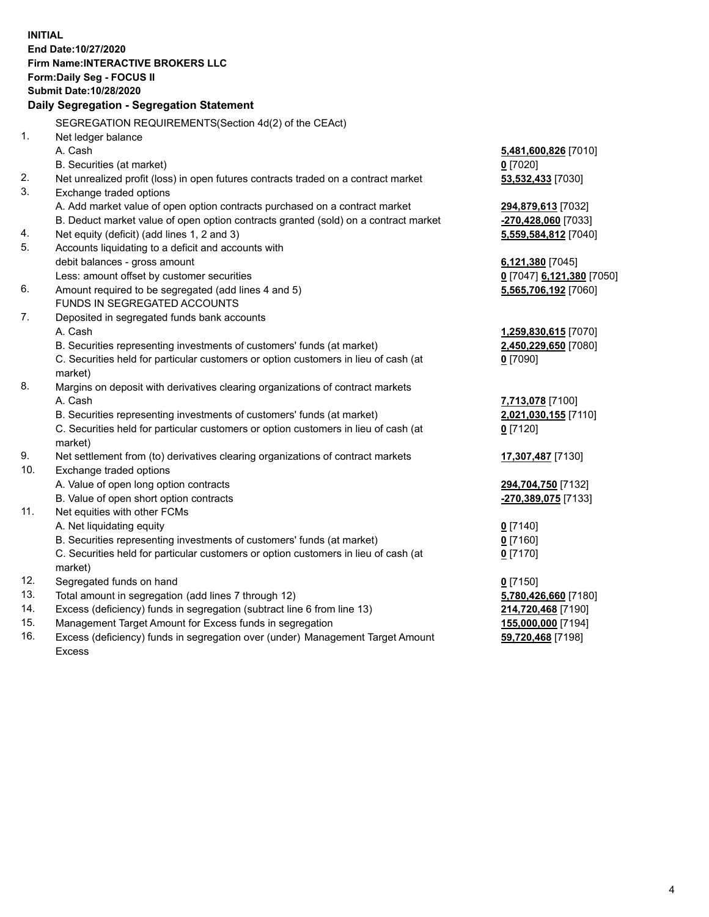**INITIAL**
**End Date:10/27/2020**
**Firm Name:INTERACTIVE BROKERS LLC**
**Form:Daily Seg - FOCUS II**
**Submit Date:10/28/2020**

### Daily Segregation - Segregation Statement

| | | |
|---|---|---|
| | SEGREGATION REQUIREMENTS(Section 4d(2) of the CEAct) | |
| 1. | Net ledger balance | |
| | A. Cash | **5,481,600,826** [7010] |
| | B. Securities (at market) | **0** [7020] |
| 2. | Net unrealized profit (loss) in open futures contracts traded on a contract market | **53,532,433** [7030] |
| 3. | Exchange traded options | |
| | A. Add market value of open option contracts purchased on a contract market | **294,879,613** [7032] |
| | B. Deduct market value of open option contracts granted (sold) on a contract market | **-270,428,060** [7033] |
| 4. | Net equity (deficit) (add lines 1, 2 and 3) | **5,559,584,812** [7040] |
| 5. | Accounts liquidating to a deficit and accounts with | |
| | debit balances - gross amount | **6,121,380** [7045] |
| | Less: amount offset by customer securities | **0** [7047] **6,121,380** [7050] |
| 6. | Amount required to be segregated (add lines 4 and 5) | **5,565,706,192** [7060] |
| | FUNDS IN SEGREGATED ACCOUNTS | |
| 7. | Deposited in segregated funds bank accounts | |
| | A. Cash | **1,259,830,615** [7070] |
| | B. Securities representing investments of customers' funds (at market) | **2,450,229,650** [7080] |
| | C. Securities held for particular customers or option customers in lieu of cash (at market) | **0** [7090] |
| 8. | Margins on deposit with derivatives clearing organizations of contract markets | |
| | A. Cash | **7,713,078** [7100] |
| | B. Securities representing investments of customers' funds (at market) | **2,021,030,155** [7110] |
| | C. Securities held for particular customers or option customers in lieu of cash (at market) | **0** [7120] |
| 9. | Net settlement from (to) derivatives clearing organizations of contract markets | **17,307,487** [7130] |
| 10. | Exchange traded options | |
| | A. Value of open long option contracts | **294,704,750** [7132] |
| | B. Value of open short option contracts | **-270,389,075** [7133] |
| 11. | Net equities with other FCMs | |
| | A. Net liquidating equity | **0** [7140] |
| | B. Securities representing investments of customers' funds (at market) | **0** [7160] |
| | C. Securities held for particular customers or option customers in lieu of cash (at market) | **0** [7170] |
| 12. | Segregated funds on hand | **0** [7150] |
| 13. | Total amount in segregation (add lines 7 through 12) | **5,780,426,660** [7180] |
| 14. | Excess (deficiency) funds in segregation (subtract line 6 from line 13) | **214,720,468** [7190] |
| 15. | Management Target Amount for Excess funds in segregation | **155,000,000** [7194] |
| 16. | Excess (deficiency) funds in segregation over (under) Management Target Amount Excess | **59,720,468** [7198] |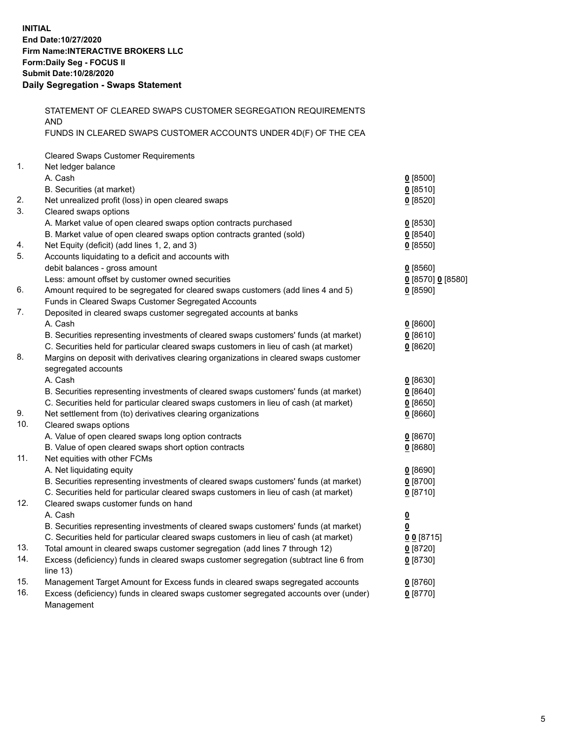**INITIAL**
**End Date:10/27/2020**
**Firm Name:INTERACTIVE BROKERS LLC**
**Form:Daily Seg - FOCUS II**
**Submit Date:10/28/2020**
**Daily Segregation - Swaps Statement**

STATEMENT OF CLEARED SWAPS CUSTOMER SEGREGATION REQUIREMENTS AND FUNDS IN CLEARED SWAPS CUSTOMER ACCOUNTS UNDER 4D(F) OF THE CEA

| | | |
|---|---|---|
| | Cleared Swaps Customer Requirements | |
| 1. | Net ledger balance | |
| | A. Cash | 0 [8500] |
| | B. Securities (at market) | 0 [8510] |
| 2. | Net unrealized profit (loss) in open cleared swaps | 0 [8520] |
| 3. | Cleared swaps options | |
| | A. Market value of open cleared swaps option contracts purchased | 0 [8530] |
| | B. Market value of open cleared swaps option contracts granted (sold) | 0 [8540] |
| 4. | Net Equity (deficit) (add lines 1, 2, and 3) | 0 [8550] |
| 5. | Accounts liquidating to a deficit and accounts with debit balances - gross amount | 0 [8560] |
| | Less: amount offset by customer owned securities | 0 [8570] 0 [8580] |
| 6. | Amount required to be segregated for cleared swaps customers (add lines 4 and 5) | 0 [8590] |
| | Funds in Cleared Swaps Customer Segregated Accounts | |
| 7. | Deposited in cleared swaps customer segregated accounts at banks | |
| | A. Cash | 0 [8600] |
| | B. Securities representing investments of cleared swaps customers' funds (at market) | 0 [8610] |
| | C. Securities held for particular cleared swaps customers in lieu of cash (at market) | 0 [8620] |
| 8. | Margins on deposit with derivatives clearing organizations in cleared swaps customer segregated accounts | |
| | A. Cash | 0 [8630] |
| | B. Securities representing investments of cleared swaps customers' funds (at market) | 0 [8640] |
| | C. Securities held for particular cleared swaps customers in lieu of cash (at market) | 0 [8650] |
| 9. | Net settlement from (to) derivatives clearing organizations | 0 [8660] |
| 10. | Cleared swaps options | |
| | A. Value of open cleared swaps long option contracts | 0 [8670] |
| | B. Value of open cleared swaps short option contracts | 0 [8680] |
| 11. | Net equities with other FCMs | |
| | A. Net liquidating equity | 0 [8690] |
| | B. Securities representing investments of cleared swaps customers' funds (at market) | 0 [8700] |
| | C. Securities held for particular cleared swaps customers in lieu of cash (at market) | 0 [8710] |
| 12. | Cleared swaps customer funds on hand | |
| | A. Cash | 0 |
| | B. Securities representing investments of cleared swaps customers' funds (at market) | 0 |
| | C. Securities held for particular cleared swaps customers in lieu of cash (at market) | 0 0 [8715] |
| 13. | Total amount in cleared swaps customer segregation (add lines 7 through 12) | 0 [8720] |
| 14. | Excess (deficiency) funds in cleared swaps customer segregation (subtract line 6 from line 13) | 0 [8730] |
| 15. | Management Target Amount for Excess funds in cleared swaps segregated accounts | 0 [8760] |
| 16. | Excess (deficiency) funds in cleared swaps customer segregated accounts over (under) Management | 0 [8770] |